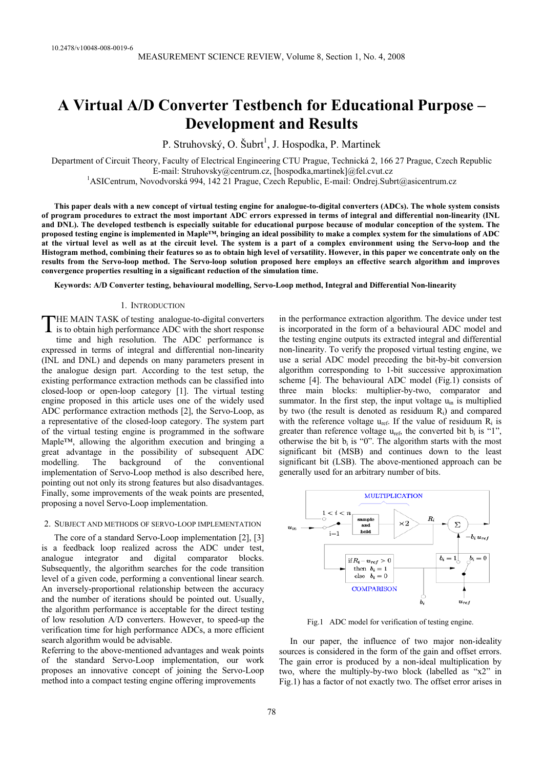10.2478/v10048-008-0019-6

# A Virtual A/D Converter Testbench for Educational Purpose – Development and Results

P. Struhovský, O. Šubrt[1], J. Hospodka, P. Martinek

Department of Circuit Theory, Faculty of Electrical Engineering CTU Prague, Technická 2, 166 27 Prague, Czech Republic
E-mail: Struhovsky@centrum.cz, [hospodka,martinek]@fel.cvut.cz
[1]ASICentrum, Novodvorská 994, 142 21 Prague, Czech Republic, E-mail: Ondrej.Subrt@asicentrum.cz

**This paper deals with a new concept of virtual testing engine for analogue-to-digital converters (ADCs). The whole system consists of program procedures to extract the most important ADC errors expressed in terms of integral and differential non-linearity (INL and DNL). The developed testbench is especially suitable for educational purpose because of modular conception of the system. The proposed testing engine is implemented in Maple™, bringing an ideal possibility to make a complex system for the simulations of ADC at the virtual level as well as at the circuit level. The system is a part of a complex environment using the Servo-loop and the Histogram method, combining their features so as to obtain high level of versatility. However, in this paper we concentrate only on the results from the Servo-loop method. The Servo-loop solution proposed here employs an effective search algorithm and improves convergence properties resulting in a significant reduction of the simulation time.**

**Keywords: A/D Converter testing, behavioural modelling, Servo-Loop method, Integral and Differential Non-linearity**

## 1. Introduction

The main task of testing analogue-to-digital converters is to obtain high performance ADC with the short response time and high resolution. The ADC performance is expressed in terms of integral and differential non-linearity (INL and DNL) and depends on many parameters present in the analogue design part. According to the test setup, the existing performance extraction methods can be classified into closed-loop or open-loop category [1]. The virtual testing engine proposed in this article uses one of the widely used ADC performance extraction methods [2], the Servo-Loop, as a representative of the closed-loop category. The system part of the virtual testing engine is programmed in the software Maple™, allowing the algorithm execution and bringing a great advantage in the possibility of subsequent ADC modelling. The background of the conventional implementation of Servo-Loop method is also described here, pointing out not only its strong features but also disadvantages. Finally, some improvements of the weak points are presented, proposing a novel Servo-Loop implementation.

## 2. Subject and Methods of Servo-Loop Implementation

The core of a standard Servo-Loop implementation [2], [3] is a feedback loop realized across the ADC under test, analogue integrator and digital comparator blocks. Subsequently, the algorithm searches for the code transition level of a given code, performing a conventional linear search. An inversely-proportional relationship between the accuracy and the number of iterations should be pointed out. Usually, the algorithm performance is acceptable for the direct testing of low resolution A/D converters. However, to speed-up the verification time for high performance ADCs, a more efficient search algorithm would be advisable.

Referring to the above-mentioned advantages and weak points of the standard Servo-Loop implementation, our work proposes an innovative concept of joining the Servo-Loop method into a compact testing engine offering improvements in the performance extraction algorithm. The device under test is incorporated in the form of a behavioural ADC model and the testing engine outputs its extracted integral and differential non-linearity. To verify the proposed virtual testing engine, we use a serial ADC model preceding the bit-by-bit conversion algorithm corresponding to 1-bit successive approximation scheme [4]. The behavioural ADC model (Fig.1) consists of three main blocks: multiplier-by-two, comparator and summator. In the first step, the input voltage $u_{in}$ is multiplied by two (the result is denoted as residuum $R_i$) and compared with the reference voltage $u_{ref}$. If the value of residuum $R_i$ is greater than reference voltage $u_{ref}$, the converted bit $b_i$ is "1", otherwise the bit $b_i$ is "0". The algorithm starts with the most significant bit (MSB) and continues down to the least significant bit (LSB). The above-mentioned approach can be generally used for an arbitrary number of bits.

MULTIPLICATION
$1 < i < n$
$u_{in}$
i=1
sample and hold
×2
$R_i$
Σ
$-b_i\, u_{ref}$
if $R_i - u_{ref} > 0$ then $b_i = 1$ else $b_i = 0$
$b_i = 1$
$b_i = 0$
COMPARISON
$b_i$
$u_{ref}$

Fig.1 ADC model for verification of testing engine.

In our paper, the influence of two major non-ideality sources is considered in the form of the gain and offset errors. The gain error is produced by a non-ideal multiplication by two, where the multiply-by-two block (labelled as "x2" in Fig.1) has a factor of not exactly two. The offset error arises in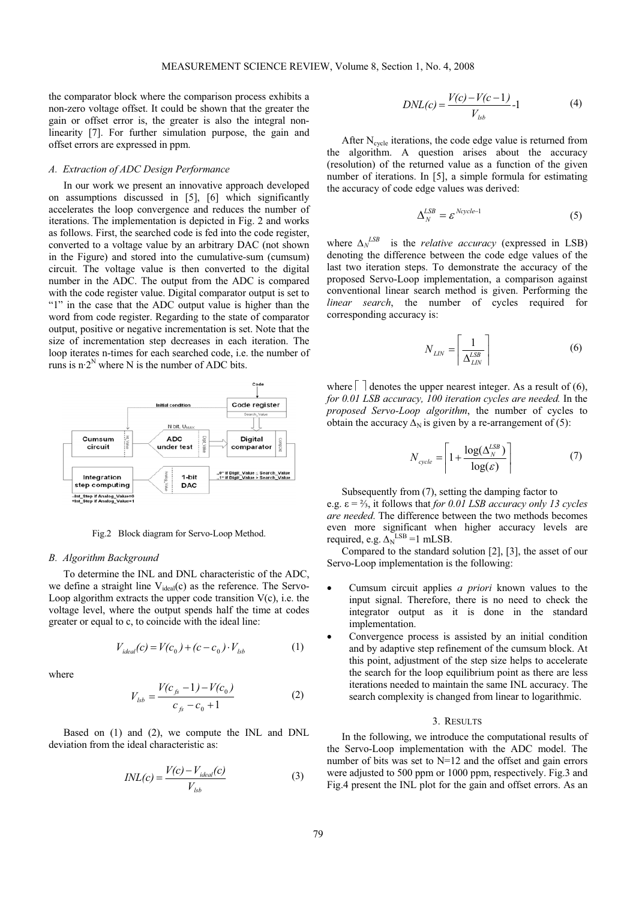the comparator block where the comparison process exhibits a non-zero voltage offset. It could be shown that the greater the gain or offset error is, the greater is also the integral non-linearity [7]. For further simulation purpose, the gain and offset errors are expressed in ppm.

### A. Extraction of ADC Design Performance

In our work we present an innovative approach developed on assumptions discussed in [5], [6] which significantly accelerates the loop convergence and reduces the number of iterations. The implementation is depicted in Fig. 2 and works as follows. First, the searched code is fed into the code register, converted to a voltage value by an arbitrary DAC (not shown in the Figure) and stored into the cumulative-sum (cumsum) circuit. The voltage value is then converted to the digital number in the ADC. The output from the ADC is compared with the code register value. Digital comparator output is set to "1" in the case that the ADC output value is higher than the word from code register. Regarding to the state of comparator output, positive or negative incrementation is set. Note that the size of incrementation step decreases in each iteration. The loop iterates n-times for each searched code, i.e. the number of runs is $n \cdot 2^N$ where N is the number of ADC bits.

Fig.2 Block diagram for Servo-Loop Method.

### B. Algorithm Background

To determine the INL and DNL characteristic of the ADC, we define a straight line $V_{ideal}(c)$ as the reference. The Servo-Loop algorithm extracts the upper code transition V(c), i.e. the voltage level, where the output spends half the time at codes greater or equal to c, to coincide with the ideal line:

$$V_{ideal}(c) = V(c_0) + (c - c_0) \cdot V_{lsb} \tag{1}$$

where

$$V_{lsb} = \frac{V(c_{fs} - 1) - V(c_0)}{c_{fs} - c_0 + 1} \tag{2}$$

Based on (1) and (2), we compute the INL and DNL deviation from the ideal characteristic as:

$$INL(c) = \frac{V(c) - V_{ideal}(c)}{V_{lsb}} \tag{3}$$

$$DNL(c) = \frac{V(c) - V(c-1)}{V_{lsb}} - 1 \tag{4}$$

After $N_{cycle}$ iterations, the code edge value is returned from the algorithm. A question arises about the accuracy (resolution) of the returned value as a function of the given number of iterations. In [5], a simple formula for estimating the accuracy of code edge values was derived:

$$\Delta_N^{LSB} = \varepsilon^{Ncycle-1} \tag{5}$$

where $\Delta_N^{LSB}$ is the *relative accuracy* (expressed in LSB) denoting the difference between the code edge values of the last two iteration steps. To demonstrate the accuracy of the proposed Servo-Loop implementation, a comparison against conventional linear search method is given. Performing the *linear search*, the number of cycles required for corresponding accuracy is:

$$N_{LIN} = \left\lceil \frac{1}{\Delta_{LIN}^{LSB}} \right\rceil \tag{6}$$

where $\lceil \; \rceil$ denotes the upper nearest integer. As a result of (6), *for 0.01 LSB accuracy, 100 iteration cycles are needed.* In the *proposed Servo-Loop algorithm*, the number of cycles to obtain the accuracy $\Delta_N$ is given by a re-arrangement of (5):

$$N_{cycle} = \left\lceil 1 + \frac{\log(\Delta_N^{LSB})}{\log(\varepsilon)} \right\rceil \tag{7}$$

Subsequently from (7), setting the damping factor to e.g. $\varepsilon = 2/3$, it follows that *for 0.01 LSB accuracy only 13 cycles are needed.* The difference between the two methods becomes even more significant when higher accuracy levels are required, e.g. $\Delta_N^{LSB} = 1$ mLSB.

Compared to the standard solution [2], [3], the asset of our Servo-Loop implementation is the following:

- Cumsum circuit applies *a priori* known values to the input signal. Therefore, there is no need to check the integrator output as it is done in the standard implementation.
- Convergence process is assisted by an initial condition and by adaptive step refinement of the cumsum block. At this point, adjustment of the step size helps to accelerate the search for the loop equilibrium point as there are less iterations needed to maintain the same INL accuracy. The search complexity is changed from linear to logarithmic.

## 3. Results

In the following, we introduce the computational results of the Servo-Loop implementation with the ADC model. The number of bits was set to N=12 and the offset and gain errors were adjusted to 500 ppm or 1000 ppm, respectively. Fig.3 and Fig.4 present the INL plot for the gain and offset errors. As an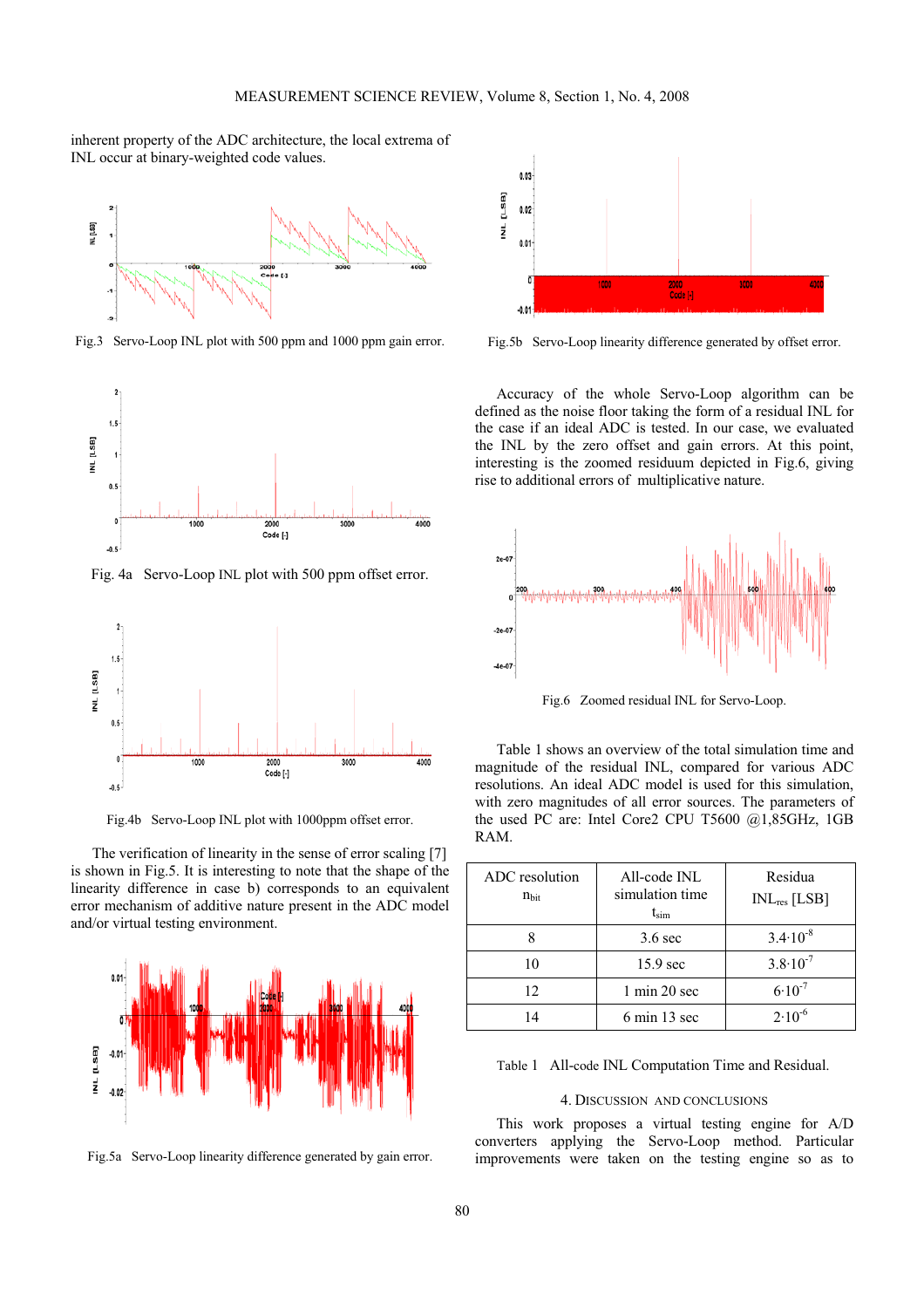inherent property of the ADC architecture, the local extrema of INL occur at binary-weighted code values.

Fig.3 Servo-Loop INL plot with 500 ppm and 1000 ppm gain error.

Fig. 4a Servo-Loop INL plot with 500 ppm offset error.

Fig.4b Servo-Loop INL plot with 1000ppm offset error.

The verification of linearity in the sense of error scaling [7] is shown in Fig.5. It is interesting to note that the shape of the linearity difference in case b) corresponds to an equivalent error mechanism of additive nature present in the ADC model and/or virtual testing environment.

Fig.5a Servo-Loop linearity difference generated by gain error.

Fig.5b Servo-Loop linearity difference generated by offset error.

Accuracy of the whole Servo-Loop algorithm can be defined as the noise floor taking the form of a residual INL for the case if an ideal ADC is tested. In our case, we evaluated the INL by the zero offset and gain errors. At this point, interesting is the zoomed residuum depicted in Fig.6, giving rise to additional errors of multiplicative nature.

Fig.6 Zoomed residual INL for Servo-Loop.

Table 1 shows an overview of the total simulation time and magnitude of the residual INL, compared for various ADC resolutions. An ideal ADC model is used for this simulation, with zero magnitudes of all error sources. The parameters of the used PC are: Intel Core2 CPU T5600 @1,85GHz, 1GB RAM.

| ADC resolution $n_{bit}$ | All-code INL simulation time $t_{sim}$ | Residua $INL_{res}$ [LSB] |
|---|---|---|
| 8 | 3.6 sec | $3.4 \cdot 10^{-8}$ |
| 10 | 15.9 sec | $3.8 \cdot 10^{-7}$ |
| 12 | 1 min 20 sec | $6 \cdot 10^{-7}$ |
| 14 | 6 min 13 sec | $2 \cdot 10^{-6}$ |

Table 1 All-code INL Computation Time and Residual.

## 4. Discussion and Conclusions

This work proposes a virtual testing engine for A/D converters applying the Servo-Loop method. Particular improvements were taken on the testing engine so as to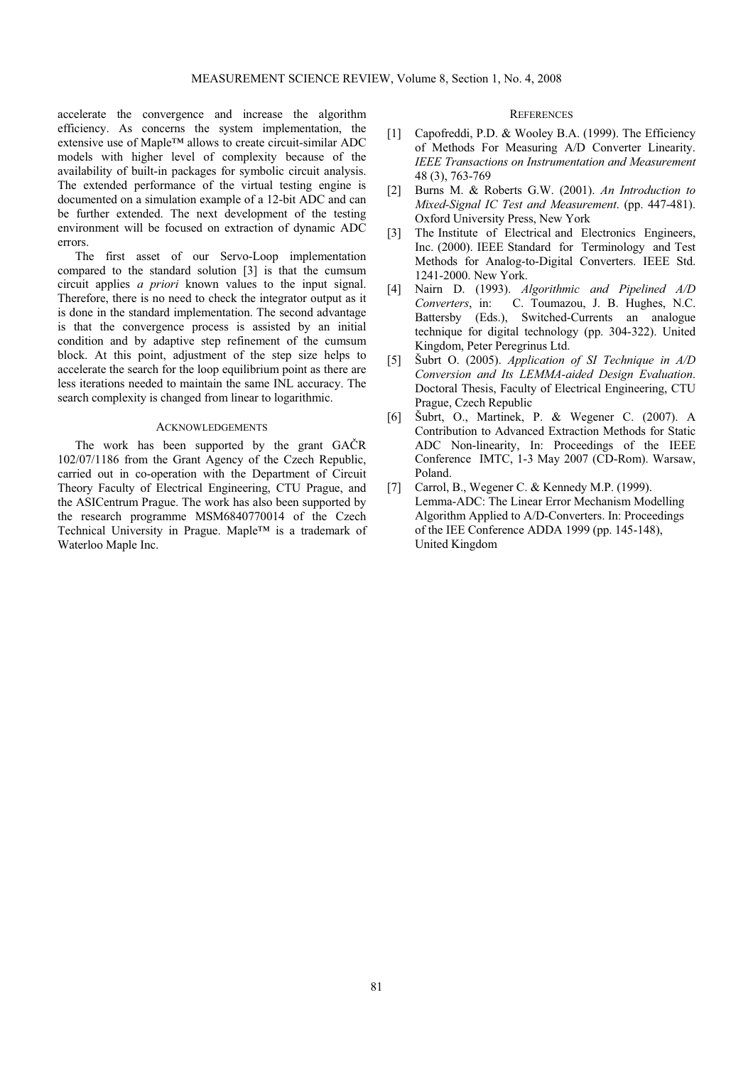accelerate the convergence and increase the algorithm efficiency. As concerns the system implementation, the extensive use of Maple™ allows to create circuit-similar ADC models with higher level of complexity because of the availability of built-in packages for symbolic circuit analysis. The extended performance of the virtual testing engine is documented on a simulation example of a 12-bit ADC and can be further extended. The next development of the testing environment will be focused on extraction of dynamic ADC errors.

The first asset of our Servo-Loop implementation compared to the standard solution [3] is that the cumsum circuit applies *a priori* known values to the input signal. Therefore, there is no need to check the integrator output as it is done in the standard implementation. The second advantage is that the convergence process is assisted by an initial condition and by adaptive step refinement of the cumsum block. At this point, adjustment of the step size helps to accelerate the search for the loop equilibrium point as there are less iterations needed to maintain the same INL accuracy. The search complexity is changed from linear to logarithmic.

## ACKNOWLEDGEMENTS

The work has been supported by the grant GAČR 102/07/1186 from the Grant Agency of the Czech Republic, carried out in co-operation with the Department of Circuit Theory Faculty of Electrical Engineering, CTU Prague, and the ASICentrum Prague. The work has also been supported by the research programme MSM6840770014 of the Czech Technical University in Prague. Maple™ is a trademark of Waterloo Maple Inc.

## REFERENCES

[1] Capofreddi, P.D. & Wooley B.A. (1999). The Efficiency of Methods For Measuring A/D Converter Linearity. *IEEE Transactions on Instrumentation and Measurement* 48 (3), 763-769

[2] Burns M. & Roberts G.W. (2001). *An Introduction to Mixed-Signal IC Test and Measurement*. (pp. 447-481). Oxford University Press, New York

[3] The Institute of Electrical and Electronics Engineers, Inc. (2000). IEEE Standard for Terminology and Test Methods for Analog-to-Digital Converters. IEEE Std. 1241-2000. New York.

[4] Nairn D. (1993). *Algorithmic and Pipelined A/D Converters*, in: C. Toumazou, J. B. Hughes, N.C. Battersby (Eds.), Switched-Currents an analogue technique for digital technology (pp. 304-322). United Kingdom, Peter Peregrinus Ltd.

[5] Šubrt O. (2005). *Application of SI Technique in A/D Conversion and Its LEMMA-aided Design Evaluation*. Doctoral Thesis, Faculty of Electrical Engineering, CTU Prague, Czech Republic

[6] Šubrt, O., Martinek, P. & Wegener C. (2007). A Contribution to Advanced Extraction Methods for Static ADC Non-linearity, In: Proceedings of the IEEE Conference IMTC, 1-3 May 2007 (CD-Rom). Warsaw, Poland.

[7] Carrol, B., Wegener C. & Kennedy M.P. (1999). Lemma-ADC: The Linear Error Mechanism Modelling Algorithm Applied to A/D-Converters. In: Proceedings of the IEE Conference ADDA 1999 (pp. 145-148), United Kingdom